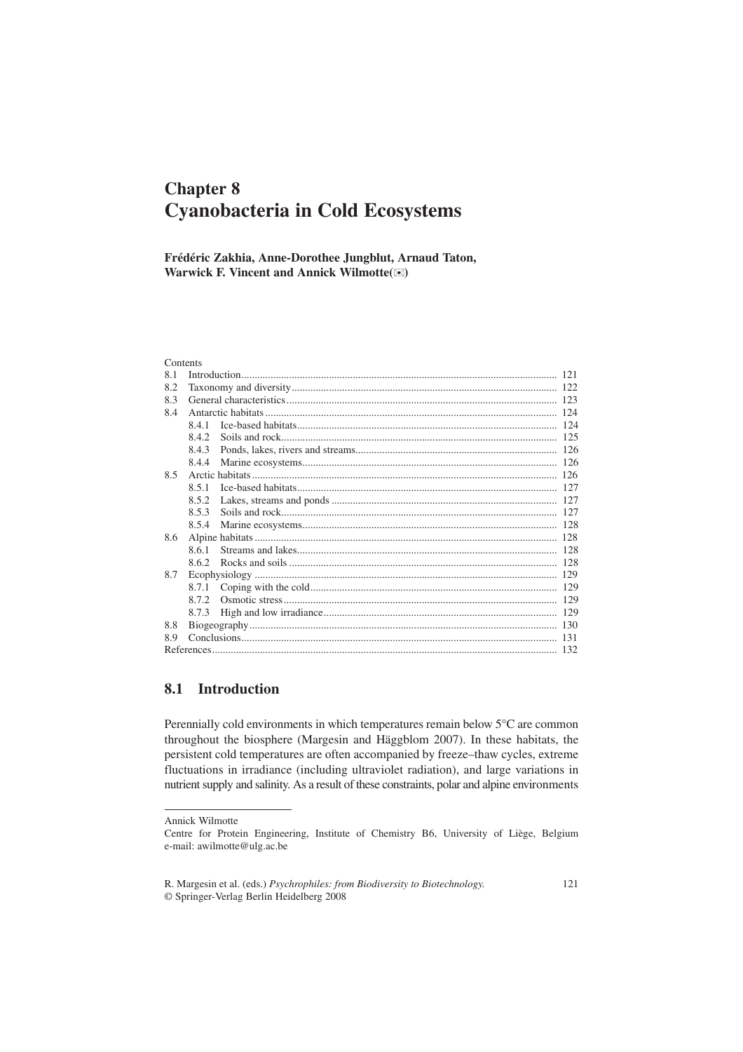# Chapter 8
# Cyanobacteria in Cold Ecosystems

**Frédéric Zakhia, Anne-Dorothee Jungblut, Arnaud Taton, Warwick F. Vincent and Annick Wilmotte(✉)**

Contents

| | | |
|---|---|---|
| 8.1 | Introduction | 121 |
| 8.2 | Taxonomy and diversity | 122 |
| 8.3 | General characteristics | 123 |
| 8.4 | Antarctic habitats | 124 |
| | 8.4.1 Ice-based habitats | 124 |
| | 8.4.2 Soils and rock | 125 |
| | 8.4.3 Ponds, lakes, rivers and streams | 126 |
| | 8.4.4 Marine ecosystems | 126 |
| 8.5 | Arctic habitats | 126 |
| | 8.5.1 Ice-based habitats | 127 |
| | 8.5.2 Lakes, streams and ponds | 127 |
| | 8.5.3 Soils and rock | 127 |
| | 8.5.4 Marine ecosystems | 128 |
| 8.6 | Alpine habitats | 128 |
| | 8.6.1 Streams and lakes | 128 |
| | 8.6.2 Rocks and soils | 128 |
| 8.7 | Ecophysiology | 129 |
| | 8.7.1 Coping with the cold | 129 |
| | 8.7.2 Osmotic stress | 129 |
| | 8.7.3 High and low irradiance | 129 |
| 8.8 | Biogeography | 130 |
| 8.9 | Conclusions | 131 |
| References | | 132 |

## 8.1 Introduction

Perennially cold environments in which temperatures remain below 5°C are common throughout the biosphere (Margesin and Häggblom 2007). In these habitats, the persistent cold temperatures are often accompanied by freeze–thaw cycles, extreme fluctuations in irradiance (including ultraviolet radiation), and large variations in nutrient supply and salinity. As a result of these constraints, polar and alpine environments

Annick Wilmotte
Centre for Protein Engineering, Institute of Chemistry B6, University of Liège, Belgium
e-mail: awilmotte@ulg.ac.be

R. Margesin et al. (eds.) *Psychrophiles: from Biodiversity to Biotechnology.*
© Springer-Verlag Berlin Heidelberg 2008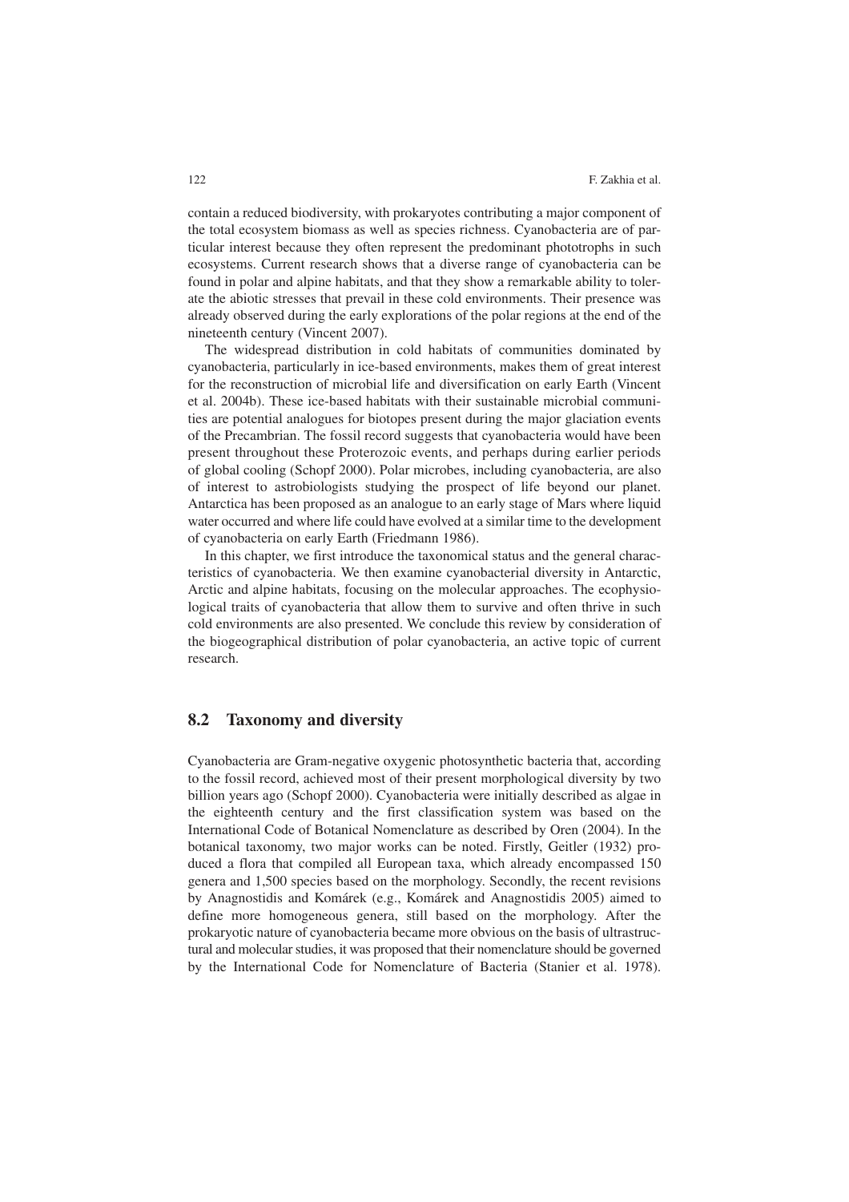contain a reduced biodiversity, with prokaryotes contributing a major component of the total ecosystem biomass as well as species richness. Cyanobacteria are of particular interest because they often represent the predominant phototrophs in such ecosystems. Current research shows that a diverse range of cyanobacteria can be found in polar and alpine habitats, and that they show a remarkable ability to tolerate the abiotic stresses that prevail in these cold environments. Their presence was already observed during the early explorations of the polar regions at the end of the nineteenth century (Vincent 2007).

The widespread distribution in cold habitats of communities dominated by cyanobacteria, particularly in ice-based environments, makes them of great interest for the reconstruction of microbial life and diversification on early Earth (Vincent et al. 2004b). These ice-based habitats with their sustainable microbial communities are potential analogues for biotopes present during the major glaciation events of the Precambrian. The fossil record suggests that cyanobacteria would have been present throughout these Proterozoic events, and perhaps during earlier periods of global cooling (Schopf 2000). Polar microbes, including cyanobacteria, are also of interest to astrobiologists studying the prospect of life beyond our planet. Antarctica has been proposed as an analogue to an early stage of Mars where liquid water occurred and where life could have evolved at a similar time to the development of cyanobacteria on early Earth (Friedmann 1986).

In this chapter, we first introduce the taxonomical status and the general characteristics of cyanobacteria. We then examine cyanobacterial diversity in Antarctic, Arctic and alpine habitats, focusing on the molecular approaches. The ecophysiological traits of cyanobacteria that allow them to survive and often thrive in such cold environments are also presented. We conclude this review by consideration of the biogeographical distribution of polar cyanobacteria, an active topic of current research.

## 8.2 Taxonomy and diversity

Cyanobacteria are Gram-negative oxygenic photosynthetic bacteria that, according to the fossil record, achieved most of their present morphological diversity by two billion years ago (Schopf 2000). Cyanobacteria were initially described as algae in the eighteenth century and the first classification system was based on the International Code of Botanical Nomenclature as described by Oren (2004). In the botanical taxonomy, two major works can be noted. Firstly, Geitler (1932) produced a flora that compiled all European taxa, which already encompassed 150 genera and 1,500 species based on the morphology. Secondly, the recent revisions by Anagnostidis and Komárek (e.g., Komárek and Anagnostidis 2005) aimed to define more homogeneous genera, still based on the morphology. After the prokaryotic nature of cyanobacteria became more obvious on the basis of ultrastructural and molecular studies, it was proposed that their nomenclature should be governed by the International Code for Nomenclature of Bacteria (Stanier et al. 1978).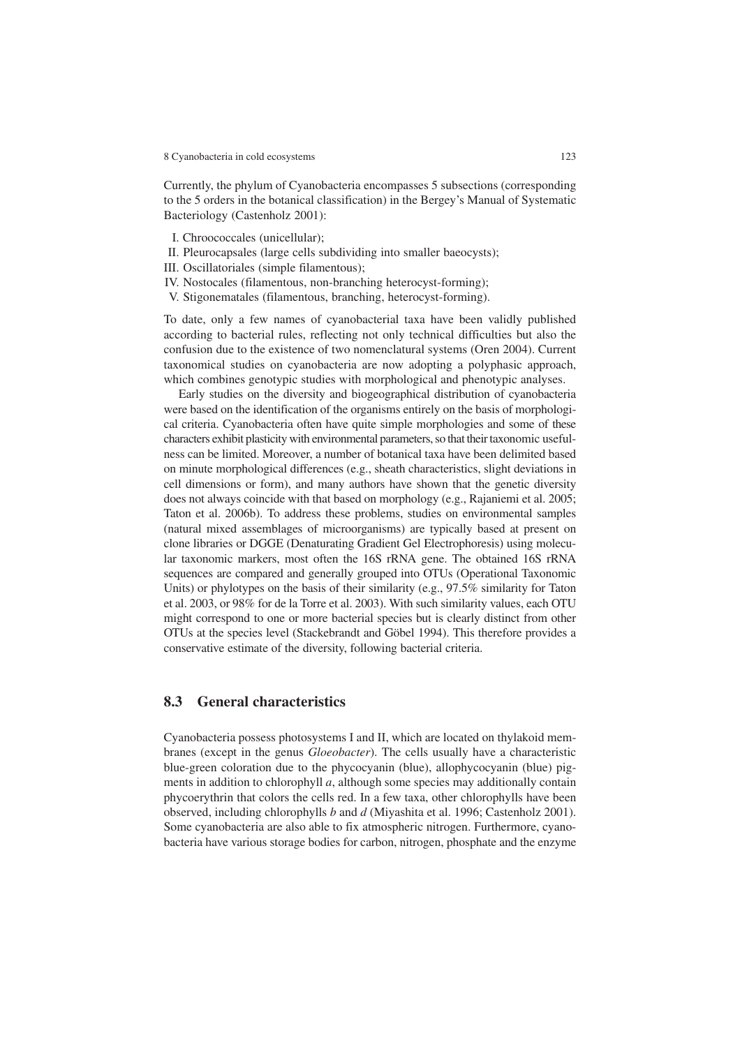Currently, the phylum of Cyanobacteria encompasses 5 subsections (corresponding to the 5 orders in the botanical classification) in the Bergey's Manual of Systematic Bacteriology (Castenholz 2001):

I. Chroococcales (unicellular);
II. Pleurocapsales (large cells subdividing into smaller baeocysts);
III. Oscillatoriales (simple filamentous);
IV. Nostocales (filamentous, non-branching heterocyst-forming);
V. Stigonematales (filamentous, branching, heterocyst-forming).

To date, only a few names of cyanobacterial taxa have been validly published according to bacterial rules, reflecting not only technical difficulties but also the confusion due to the existence of two nomenclatural systems (Oren 2004). Current taxonomical studies on cyanobacteria are now adopting a polyphasic approach, which combines genotypic studies with morphological and phenotypic analyses.

Early studies on the diversity and biogeographical distribution of cyanobacteria were based on the identification of the organisms entirely on the basis of morphological criteria. Cyanobacteria often have quite simple morphologies and some of these characters exhibit plasticity with environmental parameters, so that their taxonomic usefulness can be limited. Moreover, a number of botanical taxa have been delimited based on minute morphological differences (e.g., sheath characteristics, slight deviations in cell dimensions or form), and many authors have shown that the genetic diversity does not always coincide with that based on morphology (e.g., Rajaniemi et al. 2005; Taton et al. 2006b). To address these problems, studies on environmental samples (natural mixed assemblages of microorganisms) are typically based at present on clone libraries or DGGE (Denaturating Gradient Gel Electrophoresis) using molecular taxonomic markers, most often the 16S rRNA gene. The obtained 16S rRNA sequences are compared and generally grouped into OTUs (Operational Taxonomic Units) or phylotypes on the basis of their similarity (e.g., 97.5% similarity for Taton et al. 2003, or 98% for de la Torre et al. 2003). With such similarity values, each OTU might correspond to one or more bacterial species but is clearly distinct from other OTUs at the species level (Stackebrandt and Göbel 1994). This therefore provides a conservative estimate of the diversity, following bacterial criteria.

## 8.3 General characteristics

Cyanobacteria possess photosystems I and II, which are located on thylakoid membranes (except in the genus *Gloeobacter*). The cells usually have a characteristic blue-green coloration due to the phycocyanin (blue), allophycocyanin (blue) pigments in addition to chlorophyll *a*, although some species may additionally contain phycoerythrin that colors the cells red. In a few taxa, other chlorophylls have been observed, including chlorophylls *b* and *d* (Miyashita et al. 1996; Castenholz 2001). Some cyanobacteria are also able to fix atmospheric nitrogen. Furthermore, cyanobacteria have various storage bodies for carbon, nitrogen, phosphate and the enzyme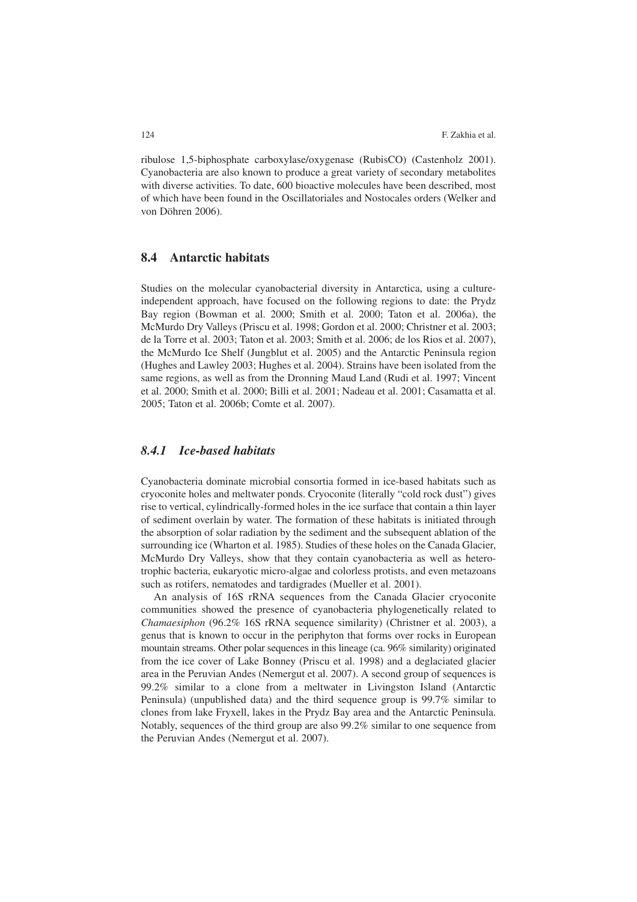ribulose 1,5-biphosphate carboxylase/oxygenase (RubisCO) (Castenholz 2001). Cyanobacteria are also known to produce a great variety of secondary metabolites with diverse activities. To date, 600 bioactive molecules have been described, most of which have been found in the Oscillatoriales and Nostocales orders (Welker and von Döhren 2006).

## 8.4 Antarctic habitats

Studies on the molecular cyanobacterial diversity in Antarctica, using a culture-independent approach, have focused on the following regions to date: the Prydz Bay region (Bowman et al. 2000; Smith et al. 2000; Taton et al. 2006a), the McMurdo Dry Valleys (Priscu et al. 1998; Gordon et al. 2000; Christner et al. 2003; de la Torre et al. 2003; Taton et al. 2003; Smith et al. 2006; de los Rios et al. 2007), the McMurdo Ice Shelf (Jungblut et al. 2005) and the Antarctic Peninsula region (Hughes and Lawley 2003; Hughes et al. 2004). Strains have been isolated from the same regions, as well as from the Dronning Maud Land (Rudi et al. 1997; Vincent et al. 2000; Smith et al. 2000; Billi et al. 2001; Nadeau et al. 2001; Casamatta et al. 2005; Taton et al. 2006b; Comte et al. 2007).

### *8.4.1 Ice-based habitats*

Cyanobacteria dominate microbial consortia formed in ice-based habitats such as cryoconite holes and meltwater ponds. Cryoconite (literally "cold rock dust") gives rise to vertical, cylindrically-formed holes in the ice surface that contain a thin layer of sediment overlain by water. The formation of these habitats is initiated through the absorption of solar radiation by the sediment and the subsequent ablation of the surrounding ice (Wharton et al. 1985). Studies of these holes on the Canada Glacier, McMurdo Dry Valleys, show that they contain cyanobacteria as well as heterotrophic bacteria, eukaryotic micro-algae and colorless protists, and even metazoans such as rotifers, nematodes and tardigrades (Mueller et al. 2001).

An analysis of 16S rRNA sequences from the Canada Glacier cryoconite communities showed the presence of cyanobacteria phylogenetically related to *Chamaesiphon* (96.2% 16S rRNA sequence similarity) (Christner et al. 2003), a genus that is known to occur in the periphyton that forms over rocks in European mountain streams. Other polar sequences in this lineage (ca. 96% similarity) originated from the ice cover of Lake Bonney (Priscu et al. 1998) and a deglaciated glacier area in the Peruvian Andes (Nemergut et al. 2007). A second group of sequences is 99.2% similar to a clone from a meltwater in Livingston Island (Antarctic Peninsula) (unpublished data) and the third sequence group is 99.7% similar to clones from lake Fryxell, lakes in the Prydz Bay area and the Antarctic Peninsula. Notably, sequences of the third group are also 99.2% similar to one sequence from the Peruvian Andes (Nemergut et al. 2007).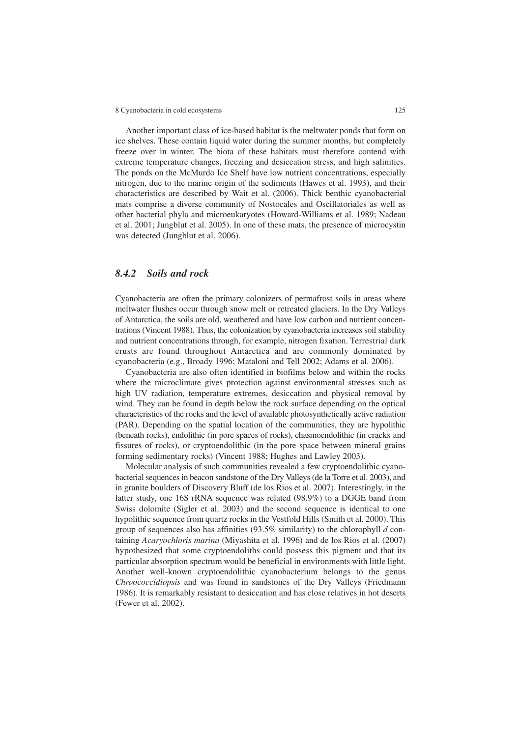Another important class of ice-based habitat is the meltwater ponds that form on ice shelves. These contain liquid water during the summer months, but completely freeze over in winter. The biota of these habitats must therefore contend with extreme temperature changes, freezing and desiccation stress, and high salinities. The ponds on the McMurdo Ice Shelf have low nutrient concentrations, especially nitrogen, due to the marine origin of the sediments (Hawes et al. 1993), and their characteristics are described by Wait et al. (2006). Thick benthic cyanobacterial mats comprise a diverse community of Nostocales and Oscillatoriales as well as other bacterial phyla and microeukaryotes (Howard-Williams et al. 1989; Nadeau et al. 2001; Jungblut et al. 2005). In one of these mats, the presence of microcystin was detected (Jungblut et al. 2006).

### *8.4.2 Soils and rock*

Cyanobacteria are often the primary colonizers of permafrost soils in areas where meltwater flushes occur through snow melt or retreated glaciers. In the Dry Valleys of Antarctica, the soils are old, weathered and have low carbon and nutrient concentrations (Vincent 1988). Thus, the colonization by cyanobacteria increases soil stability and nutrient concentrations through, for example, nitrogen fixation. Terrestrial dark crusts are found throughout Antarctica and are commonly dominated by cyanobacteria (e.g., Broady 1996; Mataloni and Tell 2002; Adams et al. 2006).

Cyanobacteria are also often identified in biofilms below and within the rocks where the microclimate gives protection against environmental stresses such as high UV radiation, temperature extremes, desiccation and physical removal by wind. They can be found in depth below the rock surface depending on the optical characteristics of the rocks and the level of available photosynthetically active radiation (PAR). Depending on the spatial location of the communities, they are hypolithic (beneath rocks), endolithic (in pore spaces of rocks), chasmoendolithic (in cracks and fissures of rocks), or cryptoendolithic (in the pore space between mineral grains forming sedimentary rocks) (Vincent 1988; Hughes and Lawley 2003).

Molecular analysis of such communities revealed a few cryptoendolithic cyanobacterial sequences in beacon sandstone of the Dry Valleys (de la Torre et al. 2003), and in granite boulders of Discovery Bluff (de los Rios et al. 2007). Interestingly, in the latter study, one 16S rRNA sequence was related (98.9%) to a DGGE band from Swiss dolomite (Sigler et al. 2003) and the second sequence is identical to one hypolithic sequence from quartz rocks in the Vestfold Hills (Smith et al. 2000). This group of sequences also has affinities (93.5% similarity) to the chlorophyll *d* containing *Acaryochloris marina* (Miyashita et al. 1996) and de los Rios et al. (2007) hypothesized that some cryptoendoliths could possess this pigment and that its particular absorption spectrum would be beneficial in environments with little light. Another well-known cryptoendolithic cyanobacterium belongs to the genus *Chroococcidiopsis* and was found in sandstones of the Dry Valleys (Friedmann 1986). It is remarkably resistant to desiccation and has close relatives in hot deserts (Fewer et al. 2002).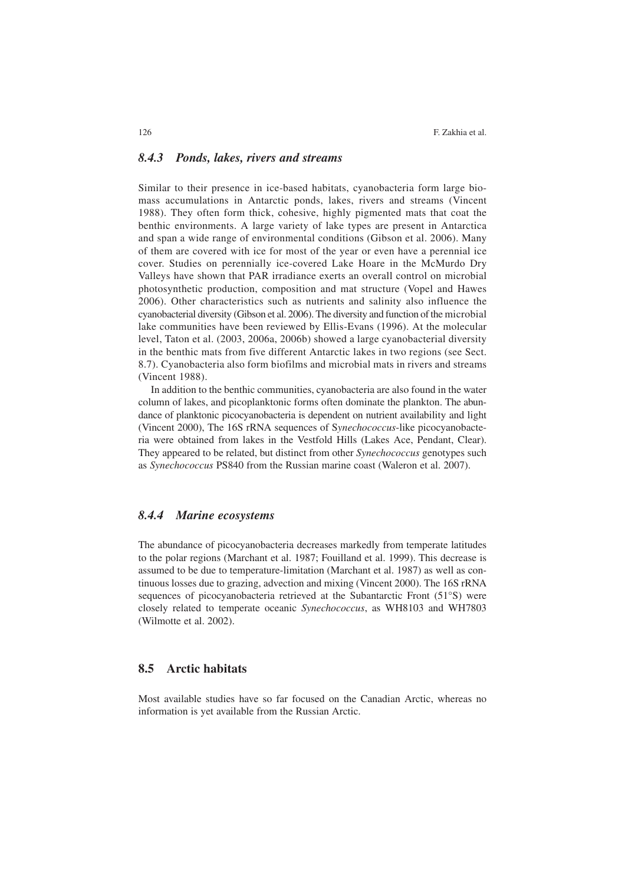### *8.4.3 Ponds, lakes, rivers and streams*

Similar to their presence in ice-based habitats, cyanobacteria form large biomass accumulations in Antarctic ponds, lakes, rivers and streams (Vincent 1988). They often form thick, cohesive, highly pigmented mats that coat the benthic environments. A large variety of lake types are present in Antarctica and span a wide range of environmental conditions (Gibson et al. 2006). Many of them are covered with ice for most of the year or even have a perennial ice cover. Studies on perennially ice-covered Lake Hoare in the McMurdo Dry Valleys have shown that PAR irradiance exerts an overall control on microbial photosynthetic production, composition and mat structure (Vopel and Hawes 2006). Other characteristics such as nutrients and salinity also influence the cyanobacterial diversity (Gibson et al. 2006). The diversity and function of the microbial lake communities have been reviewed by Ellis-Evans (1996). At the molecular level, Taton et al. (2003, 2006a, 2006b) showed a large cyanobacterial diversity in the benthic mats from five different Antarctic lakes in two regions (see Sect. 8.7). Cyanobacteria also form biofilms and microbial mats in rivers and streams (Vincent 1988).

In addition to the benthic communities, cyanobacteria are also found in the water column of lakes, and picoplanktonic forms often dominate the plankton. The abundance of planktonic picocyanobacteria is dependent on nutrient availability and light (Vincent 2000), The 16S rRNA sequences of S*ynechococcus*-like picocyanobacteria were obtained from lakes in the Vestfold Hills (Lakes Ace, Pendant, Clear). They appeared to be related, but distinct from other *Synechococcus* genotypes such as *Synechococcus* PS840 from the Russian marine coast (Waleron et al. 2007).

### *8.4.4 Marine ecosystems*

The abundance of picocyanobacteria decreases markedly from temperate latitudes to the polar regions (Marchant et al. 1987; Fouilland et al. 1999). This decrease is assumed to be due to temperature-limitation (Marchant et al. 1987) as well as continuous losses due to grazing, advection and mixing (Vincent 2000). The 16S rRNA sequences of picocyanobacteria retrieved at the Subantarctic Front (51°S) were closely related to temperate oceanic *Synechococcus*, as WH8103 and WH7803 (Wilmotte et al. 2002).

## 8.5 Arctic habitats

Most available studies have so far focused on the Canadian Arctic, whereas no information is yet available from the Russian Arctic.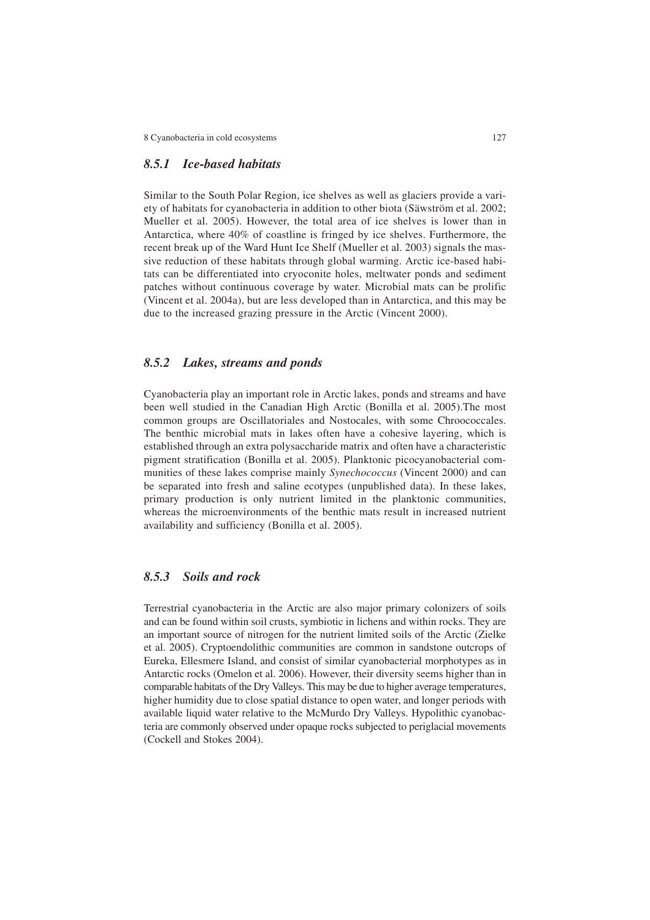### 8.5.1 Ice-based habitats

Similar to the South Polar Region, ice shelves as well as glaciers provide a variety of habitats for cyanobacteria in addition to other biota (Säwström et al. 2002; Mueller et al. 2005). However, the total area of ice shelves is lower than in Antarctica, where 40% of coastline is fringed by ice shelves. Furthermore, the recent break up of the Ward Hunt Ice Shelf (Mueller et al. 2003) signals the massive reduction of these habitats through global warming. Arctic ice-based habitats can be differentiated into cryoconite holes, meltwater ponds and sediment patches without continuous coverage by water. Microbial mats can be prolific (Vincent et al. 2004a), but are less developed than in Antarctica, and this may be due to the increased grazing pressure in the Arctic (Vincent 2000).

### 8.5.2 Lakes, streams and ponds

Cyanobacteria play an important role in Arctic lakes, ponds and streams and have been well studied in the Canadian High Arctic (Bonilla et al. 2005).The most common groups are Oscillatoriales and Nostocales, with some Chroococcales. The benthic microbial mats in lakes often have a cohesive layering, which is established through an extra polysaccharide matrix and often have a characteristic pigment stratification (Bonilla et al. 2005). Planktonic picocyanobacterial communities of these lakes comprise mainly *Synechococcus* (Vincent 2000) and can be separated into fresh and saline ecotypes (unpublished data). In these lakes, primary production is only nutrient limited in the planktonic communities, whereas the microenvironments of the benthic mats result in increased nutrient availability and sufficiency (Bonilla et al. 2005).

### 8.5.3 Soils and rock

Terrestrial cyanobacteria in the Arctic are also major primary colonizers of soils and can be found within soil crusts, symbiotic in lichens and within rocks. They are an important source of nitrogen for the nutrient limited soils of the Arctic (Zielke et al. 2005). Cryptoendolithic communities are common in sandstone outcrops of Eureka, Ellesmere Island, and consist of similar cyanobacterial morphotypes as in Antarctic rocks (Omelon et al. 2006). However, their diversity seems higher than in comparable habitats of the Dry Valleys. This may be due to higher average temperatures, higher humidity due to close spatial distance to open water, and longer periods with available liquid water relative to the McMurdo Dry Valleys. Hypolithic cyanobacteria are commonly observed under opaque rocks subjected to periglacial movements (Cockell and Stokes 2004).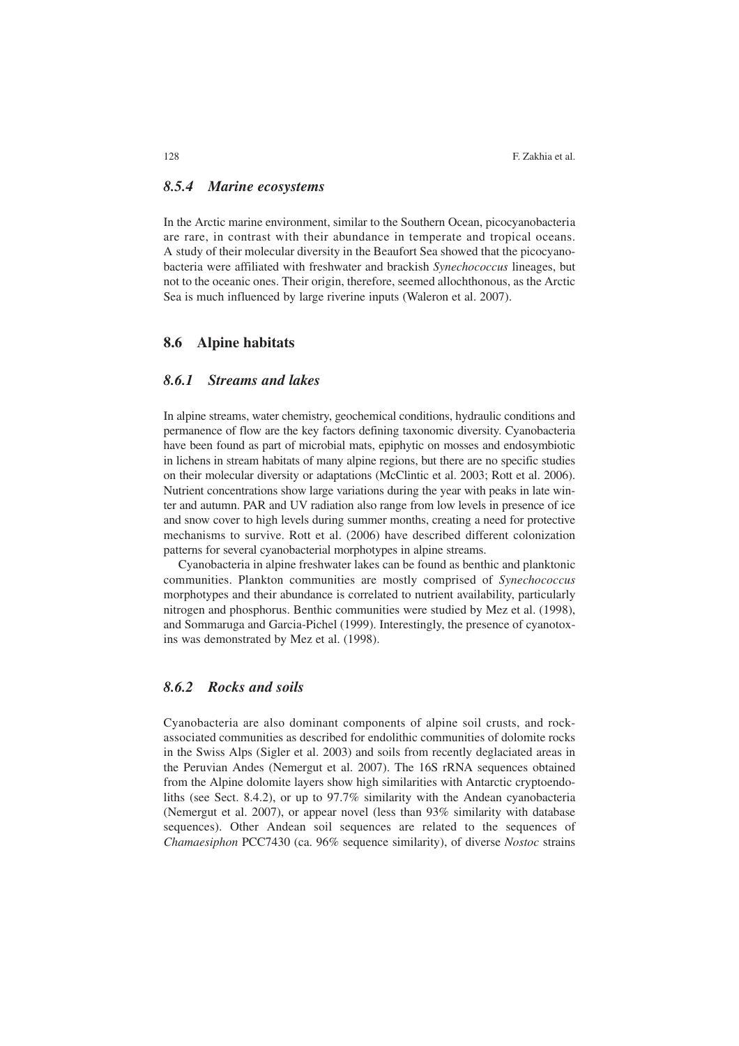### *8.5.4 Marine ecosystems*

In the Arctic marine environment, similar to the Southern Ocean, picocyanobacteria are rare, in contrast with their abundance in temperate and tropical oceans. A study of their molecular diversity in the Beaufort Sea showed that the picocyanobacteria were affiliated with freshwater and brackish *Synechococcus* lineages, but not to the oceanic ones. Their origin, therefore, seemed allochthonous, as the Arctic Sea is much influenced by large riverine inputs (Waleron et al. 2007).

## 8.6 Alpine habitats

### *8.6.1 Streams and lakes*

In alpine streams, water chemistry, geochemical conditions, hydraulic conditions and permanence of flow are the key factors defining taxonomic diversity. Cyanobacteria have been found as part of microbial mats, epiphytic on mosses and endosymbiotic in lichens in stream habitats of many alpine regions, but there are no specific studies on their molecular diversity or adaptations (McClintic et al. 2003; Rott et al. 2006). Nutrient concentrations show large variations during the year with peaks in late winter and autumn. PAR and UV radiation also range from low levels in presence of ice and snow cover to high levels during summer months, creating a need for protective mechanisms to survive. Rott et al. (2006) have described different colonization patterns for several cyanobacterial morphotypes in alpine streams.

Cyanobacteria in alpine freshwater lakes can be found as benthic and planktonic communities. Plankton communities are mostly comprised of *Synechococcus* morphotypes and their abundance is correlated to nutrient availability, particularly nitrogen and phosphorus. Benthic communities were studied by Mez et al. (1998), and Sommaruga and Garcia-Pichel (1999). Interestingly, the presence of cyanotoxins was demonstrated by Mez et al. (1998).

### *8.6.2 Rocks and soils*

Cyanobacteria are also dominant components of alpine soil crusts, and rock-associated communities as described for endolithic communities of dolomite rocks in the Swiss Alps (Sigler et al. 2003) and soils from recently deglaciated areas in the Peruvian Andes (Nemergut et al. 2007). The 16S rRNA sequences obtained from the Alpine dolomite layers show high similarities with Antarctic cryptoendoliths (see Sect. 8.4.2), or up to 97.7% similarity with the Andean cyanobacteria (Nemergut et al. 2007), or appear novel (less than 93% similarity with database sequences). Other Andean soil sequences are related to the sequences of *Chamaesiphon* PCC7430 (ca. 96% sequence similarity), of diverse *Nostoc* strains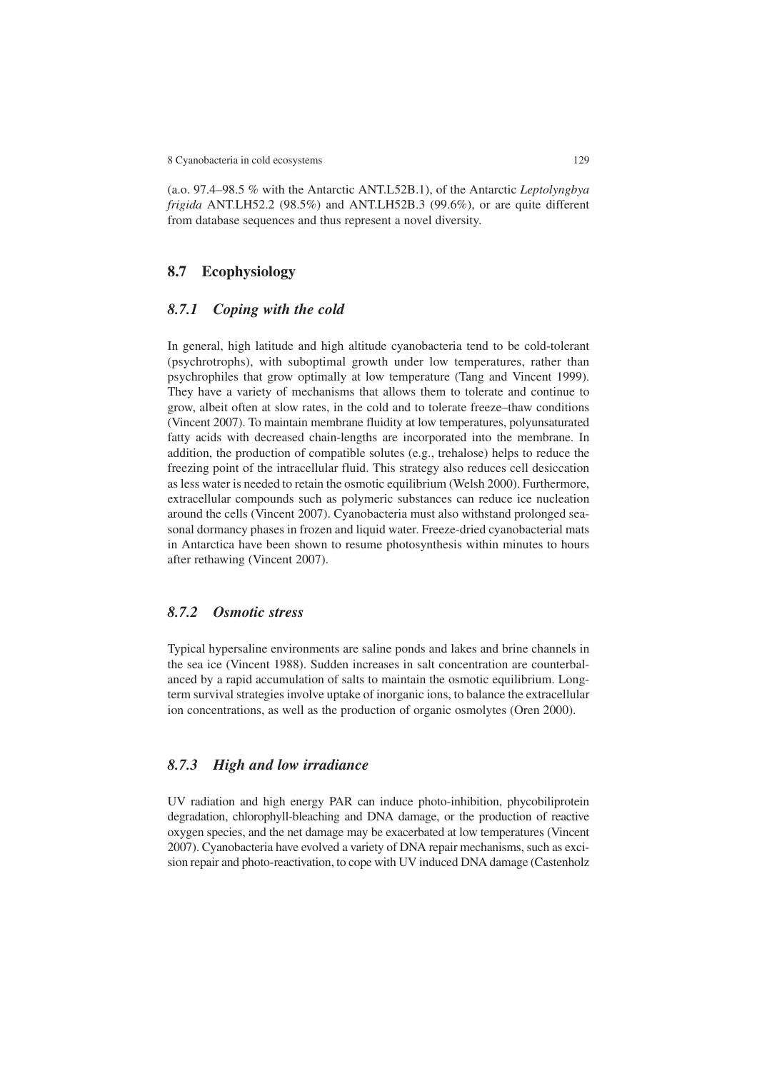(a.o. 97.4–98.5 % with the Antarctic ANT.L52B.1), of the Antarctic *Leptolyngbya frigida* ANT.LH52.2 (98.5%) and ANT.LH52B.3 (99.6%), or are quite different from database sequences and thus represent a novel diversity.

## 8.7 Ecophysiology

### *8.7.1 Coping with the cold*

In general, high latitude and high altitude cyanobacteria tend to be cold-tolerant (psychrotrophs), with suboptimal growth under low temperatures, rather than psychrophiles that grow optimally at low temperature (Tang and Vincent 1999). They have a variety of mechanisms that allows them to tolerate and continue to grow, albeit often at slow rates, in the cold and to tolerate freeze–thaw conditions (Vincent 2007). To maintain membrane fluidity at low temperatures, polyunsaturated fatty acids with decreased chain-lengths are incorporated into the membrane. In addition, the production of compatible solutes (e.g., trehalose) helps to reduce the freezing point of the intracellular fluid. This strategy also reduces cell desiccation as less water is needed to retain the osmotic equilibrium (Welsh 2000). Furthermore, extracellular compounds such as polymeric substances can reduce ice nucleation around the cells (Vincent 2007). Cyanobacteria must also withstand prolonged seasonal dormancy phases in frozen and liquid water. Freeze-dried cyanobacterial mats in Antarctica have been shown to resume photosynthesis within minutes to hours after rethawing (Vincent 2007).

### *8.7.2 Osmotic stress*

Typical hypersaline environments are saline ponds and lakes and brine channels in the sea ice (Vincent 1988). Sudden increases in salt concentration are counterbalanced by a rapid accumulation of salts to maintain the osmotic equilibrium. Long-term survival strategies involve uptake of inorganic ions, to balance the extracellular ion concentrations, as well as the production of organic osmolytes (Oren 2000).

### *8.7.3 High and low irradiance*

UV radiation and high energy PAR can induce photo-inhibition, phycobiliprotein degradation, chlorophyll-bleaching and DNA damage, or the production of reactive oxygen species, and the net damage may be exacerbated at low temperatures (Vincent 2007). Cyanobacteria have evolved a variety of DNA repair mechanisms, such as excision repair and photo-reactivation, to cope with UV induced DNA damage (Castenholz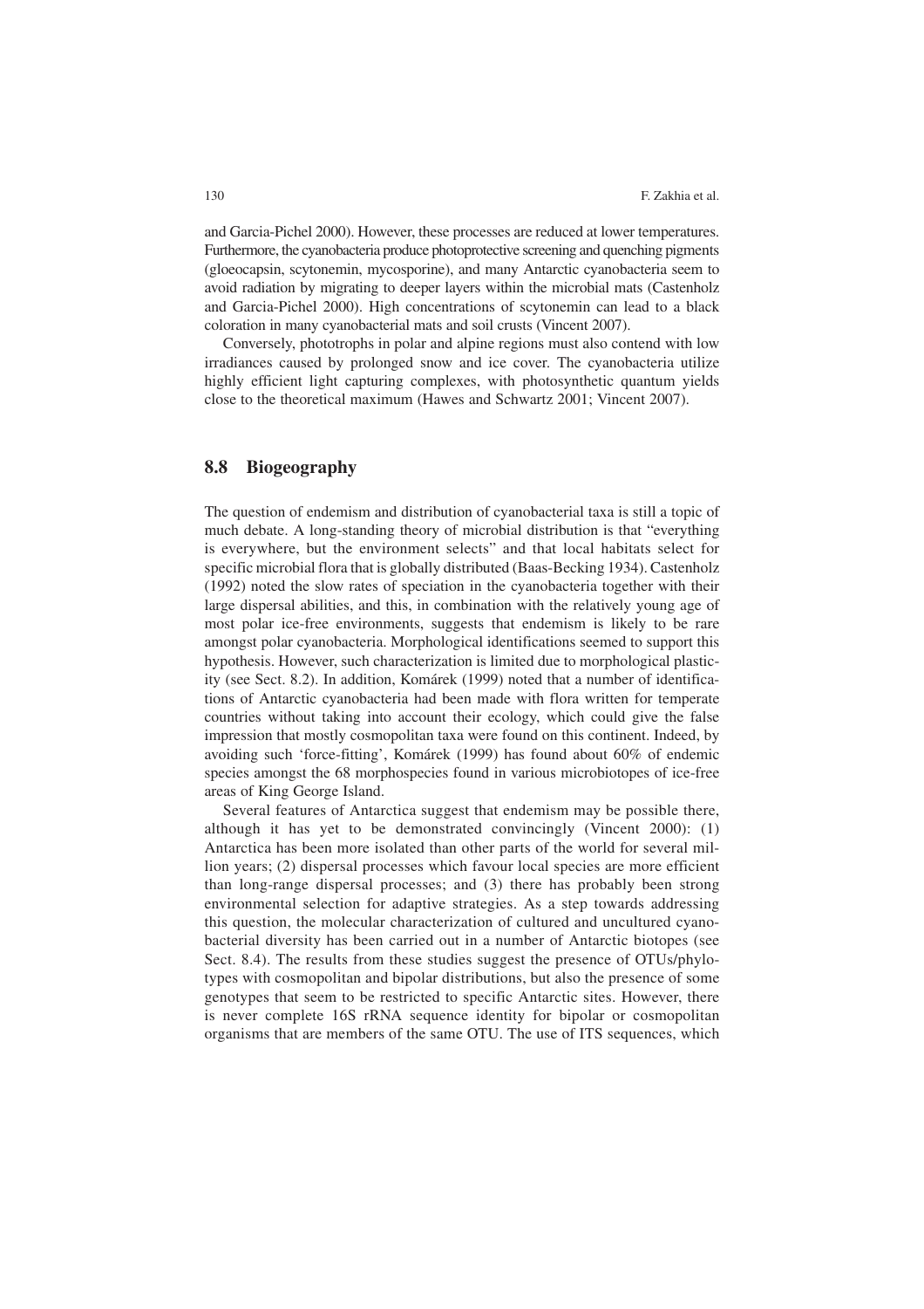and Garcia-Pichel 2000). However, these processes are reduced at lower temperatures. Furthermore, the cyanobacteria produce photoprotective screening and quenching pigments (gloeocapsin, scytonemin, mycosporine), and many Antarctic cyanobacteria seem to avoid radiation by migrating to deeper layers within the microbial mats (Castenholz and Garcia-Pichel 2000). High concentrations of scytonemin can lead to a black coloration in many cyanobacterial mats and soil crusts (Vincent 2007).

Conversely, phototrophs in polar and alpine regions must also contend with low irradiances caused by prolonged snow and ice cover. The cyanobacteria utilize highly efficient light capturing complexes, with photosynthetic quantum yields close to the theoretical maximum (Hawes and Schwartz 2001; Vincent 2007).

## 8.8 Biogeography

The question of endemism and distribution of cyanobacterial taxa is still a topic of much debate. A long-standing theory of microbial distribution is that "everything is everywhere, but the environment selects" and that local habitats select for specific microbial flora that is globally distributed (Baas-Becking 1934). Castenholz (1992) noted the slow rates of speciation in the cyanobacteria together with their large dispersal abilities, and this, in combination with the relatively young age of most polar ice-free environments, suggests that endemism is likely to be rare amongst polar cyanobacteria. Morphological identifications seemed to support this hypothesis. However, such characterization is limited due to morphological plasticity (see Sect. 8.2). In addition, Komárek (1999) noted that a number of identifications of Antarctic cyanobacteria had been made with flora written for temperate countries without taking into account their ecology, which could give the false impression that mostly cosmopolitan taxa were found on this continent. Indeed, by avoiding such 'force-fitting', Komárek (1999) has found about 60% of endemic species amongst the 68 morphospecies found in various microbiotopes of ice-free areas of King George Island.

Several features of Antarctica suggest that endemism may be possible there, although it has yet to be demonstrated convincingly (Vincent 2000): (1) Antarctica has been more isolated than other parts of the world for several million years; (2) dispersal processes which favour local species are more efficient than long-range dispersal processes; and (3) there has probably been strong environmental selection for adaptive strategies. As a step towards addressing this question, the molecular characterization of cultured and uncultured cyanobacterial diversity has been carried out in a number of Antarctic biotopes (see Sect. 8.4). The results from these studies suggest the presence of OTUs/phylotypes with cosmopolitan and bipolar distributions, but also the presence of some genotypes that seem to be restricted to specific Antarctic sites. However, there is never complete 16S rRNA sequence identity for bipolar or cosmopolitan organisms that are members of the same OTU. The use of ITS sequences, which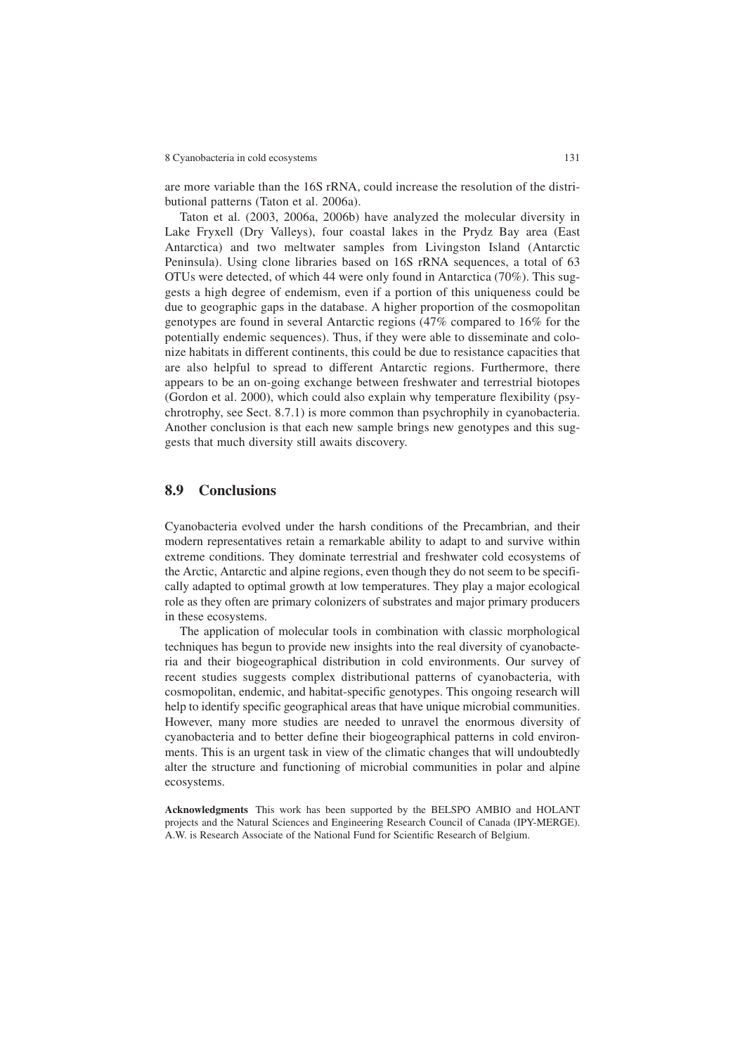are more variable than the 16S rRNA, could increase the resolution of the distributional patterns (Taton et al. 2006a).

Taton et al. (2003, 2006a, 2006b) have analyzed the molecular diversity in Lake Fryxell (Dry Valleys), four coastal lakes in the Prydz Bay area (East Antarctica) and two meltwater samples from Livingston Island (Antarctic Peninsula). Using clone libraries based on 16S rRNA sequences, a total of 63 OTUs were detected, of which 44 were only found in Antarctica (70%). This suggests a high degree of endemism, even if a portion of this uniqueness could be due to geographic gaps in the database. A higher proportion of the cosmopolitan genotypes are found in several Antarctic regions (47% compared to 16% for the potentially endemic sequences). Thus, if they were able to disseminate and colonize habitats in different continents, this could be due to resistance capacities that are also helpful to spread to different Antarctic regions. Furthermore, there appears to be an on-going exchange between freshwater and terrestrial biotopes (Gordon et al. 2000), which could also explain why temperature flexibility (psychrotrophy, see Sect. 8.7.1) is more common than psychrophily in cyanobacteria. Another conclusion is that each new sample brings new genotypes and this suggests that much diversity still awaits discovery.

## 8.9 Conclusions

Cyanobacteria evolved under the harsh conditions of the Precambrian, and their modern representatives retain a remarkable ability to adapt to and survive within extreme conditions. They dominate terrestrial and freshwater cold ecosystems of the Arctic, Antarctic and alpine regions, even though they do not seem to be specifically adapted to optimal growth at low temperatures. They play a major ecological role as they often are primary colonizers of substrates and major primary producers in these ecosystems.

The application of molecular tools in combination with classic morphological techniques has begun to provide new insights into the real diversity of cyanobacteria and their biogeographical distribution in cold environments. Our survey of recent studies suggests complex distributional patterns of cyanobacteria, with cosmopolitan, endemic, and habitat-specific genotypes. This ongoing research will help to identify specific geographical areas that have unique microbial communities. However, many more studies are needed to unravel the enormous diversity of cyanobacteria and to better define their biogeographical patterns in cold environments. This is an urgent task in view of the climatic changes that will undoubtedly alter the structure and functioning of microbial communities in polar and alpine ecosystems.

**Acknowledgments** This work has been supported by the BELSPO AMBIO and HOLANT projects and the Natural Sciences and Engineering Research Council of Canada (IPY-MERGE). A.W. is Research Associate of the National Fund for Scientific Research of Belgium.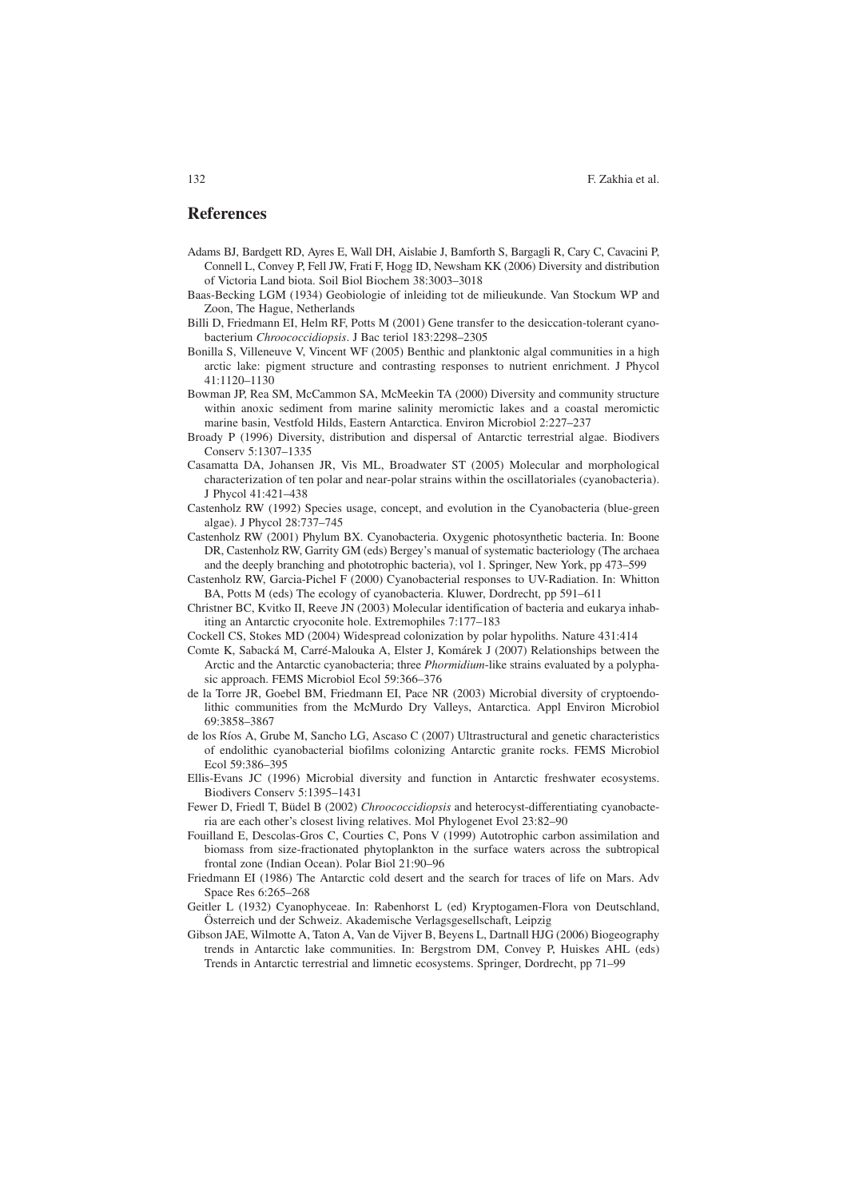## References

Adams BJ, Bardgett RD, Ayres E, Wall DH, Aislabie J, Bamforth S, Bargagli R, Cary C, Cavacini P, Connell L, Convey P, Fell JW, Frati F, Hogg ID, Newsham KK (2006) Diversity and distribution of Victoria Land biota. Soil Biol Biochem 38:3003–3018

Baas-Becking LGM (1934) Geobiologie of inleiding tot de milieukunde. Van Stockum WP and Zoon, The Hague, Netherlands

Billi D, Friedmann EI, Helm RF, Potts M (2001) Gene transfer to the desiccation-tolerant cyanobacterium *Chroococcidiopsis*. J Bac teriol 183:2298–2305

Bonilla S, Villeneuve V, Vincent WF (2005) Benthic and planktonic algal communities in a high arctic lake: pigment structure and contrasting responses to nutrient enrichment. J Phycol 41:1120–1130

Bowman JP, Rea SM, McCammon SA, McMeekin TA (2000) Diversity and community structure within anoxic sediment from marine salinity meromictic lakes and a coastal meromictic marine basin, Vestfold Hilds, Eastern Antarctica. Environ Microbiol 2:227–237

Broady P (1996) Diversity, distribution and dispersal of Antarctic terrestrial algae. Biodivers Conserv 5:1307–1335

Casamatta DA, Johansen JR, Vis ML, Broadwater ST (2005) Molecular and morphological characterization of ten polar and near-polar strains within the oscillatoriales (cyanobacteria). J Phycol 41:421–438

Castenholz RW (1992) Species usage, concept, and evolution in the Cyanobacteria (blue-green algae). J Phycol 28:737–745

Castenholz RW (2001) Phylum BX. Cyanobacteria. Oxygenic photosynthetic bacteria. In: Boone DR, Castenholz RW, Garrity GM (eds) Bergey's manual of systematic bacteriology (The archaea and the deeply branching and phototrophic bacteria), vol 1. Springer, New York, pp 473–599

Castenholz RW, Garcia-Pichel F (2000) Cyanobacterial responses to UV-Radiation. In: Whitton BA, Potts M (eds) The ecology of cyanobacteria. Kluwer, Dordrecht, pp 591–611

Christner BC, Kvitko II, Reeve JN (2003) Molecular identification of bacteria and eukarya inhabiting an Antarctic cryoconite hole. Extremophiles 7:177–183

Cockell CS, Stokes MD (2004) Widespread colonization by polar hypoliths. Nature 431:414

Comte K, Sabacká M, Carré-Malouka A, Elster J, Komárek J (2007) Relationships between the Arctic and the Antarctic cyanobacteria; three *Phormidium*-like strains evaluated by a polyphasic approach. FEMS Microbiol Ecol 59:366–376

de la Torre JR, Goebel BM, Friedmann EI, Pace NR (2003) Microbial diversity of cryptoendolithic communities from the McMurdo Dry Valleys, Antarctica. Appl Environ Microbiol 69:3858–3867

de los Ríos A, Grube M, Sancho LG, Ascaso C (2007) Ultrastructural and genetic characteristics of endolithic cyanobacterial biofilms colonizing Antarctic granite rocks. FEMS Microbiol Ecol 59:386–395

Ellis-Evans JC (1996) Microbial diversity and function in Antarctic freshwater ecosystems. Biodivers Conserv 5:1395–1431

Fewer D, Friedl T, Büdel B (2002) *Chroococcidiopsis* and heterocyst-differentiating cyanobacteria are each other's closest living relatives. Mol Phylogenet Evol 23:82–90

Fouilland E, Descolas-Gros C, Courties C, Pons V (1999) Autotrophic carbon assimilation and biomass from size-fractionated phytoplankton in the surface waters across the subtropical frontal zone (Indian Ocean). Polar Biol 21:90–96

Friedmann EI (1986) The Antarctic cold desert and the search for traces of life on Mars. Adv Space Res 6:265–268

Geitler L (1932) Cyanophyceae. In: Rabenhorst L (ed) Kryptogamen-Flora von Deutschland, Österreich und der Schweiz. Akademische Verlagsgesellschaft, Leipzig

Gibson JAE, Wilmotte A, Taton A, Van de Vijver B, Beyens L, Dartnall HJG (2006) Biogeography trends in Antarctic lake communities. In: Bergstrom DM, Convey P, Huiskes AHL (eds) Trends in Antarctic terrestrial and limnetic ecosystems. Springer, Dordrecht, pp 71–99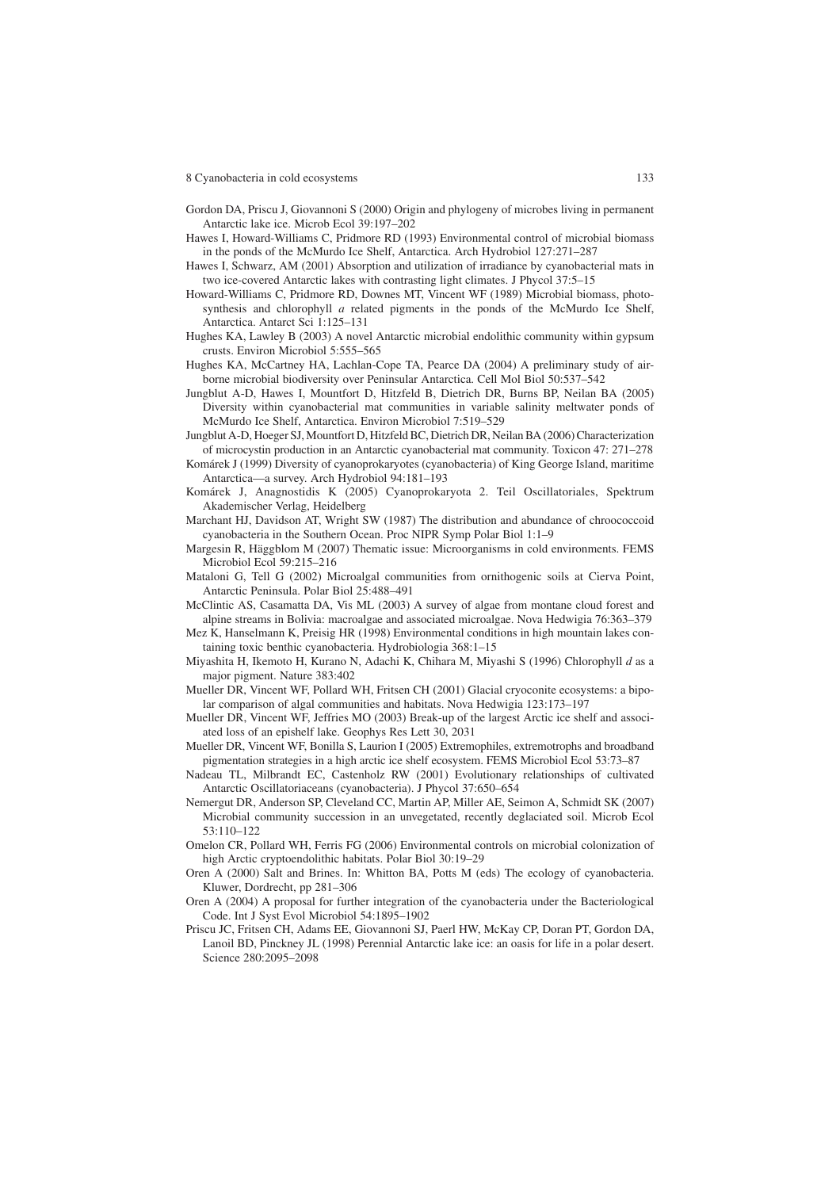Gordon DA, Priscu J, Giovannoni S (2000) Origin and phylogeny of microbes living in permanent Antarctic lake ice. Microb Ecol 39:197–202

Hawes I, Howard-Williams C, Pridmore RD (1993) Environmental control of microbial biomass in the ponds of the McMurdo Ice Shelf, Antarctica. Arch Hydrobiol 127:271–287

Hawes I, Schwarz, AM (2001) Absorption and utilization of irradiance by cyanobacterial mats in two ice-covered Antarctic lakes with contrasting light climates. J Phycol 37:5–15

Howard-Williams C, Pridmore RD, Downes MT, Vincent WF (1989) Microbial biomass, photosynthesis and chlorophyll *a* related pigments in the ponds of the McMurdo Ice Shelf, Antarctica. Antarct Sci 1:125–131

Hughes KA, Lawley B (2003) A novel Antarctic microbial endolithic community within gypsum crusts. Environ Microbiol 5:555–565

Hughes KA, McCartney HA, Lachlan-Cope TA, Pearce DA (2004) A preliminary study of airborne microbial biodiversity over Peninsular Antarctica. Cell Mol Biol 50:537–542

Jungblut A-D, Hawes I, Mountfort D, Hitzfeld B, Dietrich DR, Burns BP, Neilan BA (2005) Diversity within cyanobacterial mat communities in variable salinity meltwater ponds of McMurdo Ice Shelf, Antarctica. Environ Microbiol 7:519–529

Jungblut A-D, Hoeger SJ, Mountfort D, Hitzfeld BC, Dietrich DR, Neilan BA (2006) Characterization of microcystin production in an Antarctic cyanobacterial mat community. Toxicon 47: 271–278

Komárek J (1999) Diversity of cyanoprokaryotes (cyanobacteria) of King George Island, maritime Antarctica—a survey. Arch Hydrobiol 94:181–193

Komárek J, Anagnostidis K (2005) Cyanoprokaryota 2. Teil Oscillatoriales, Spektrum Akademischer Verlag, Heidelberg

Marchant HJ, Davidson AT, Wright SW (1987) The distribution and abundance of chroococcoid cyanobacteria in the Southern Ocean. Proc NIPR Symp Polar Biol 1:1–9

Margesin R, Häggblom M (2007) Thematic issue: Microorganisms in cold environments. FEMS Microbiol Ecol 59:215–216

Mataloni G, Tell G (2002) Microalgal communities from ornithogenic soils at Cierva Point, Antarctic Peninsula. Polar Biol 25:488–491

McClintic AS, Casamatta DA, Vis ML (2003) A survey of algae from montane cloud forest and alpine streams in Bolivia: macroalgae and associated microalgae. Nova Hedwigia 76:363–379

Mez K, Hanselmann K, Preisig HR (1998) Environmental conditions in high mountain lakes containing toxic benthic cyanobacteria. Hydrobiologia 368:1–15

Miyashita H, Ikemoto H, Kurano N, Adachi K, Chihara M, Miyashi S (1996) Chlorophyll *d* as a major pigment. Nature 383:402

Mueller DR, Vincent WF, Pollard WH, Fritsen CH (2001) Glacial cryoconite ecosystems: a bipolar comparison of algal communities and habitats. Nova Hedwigia 123:173–197

Mueller DR, Vincent WF, Jeffries MO (2003) Break-up of the largest Arctic ice shelf and associated loss of an epishelf lake. Geophys Res Lett 30, 2031

Mueller DR, Vincent WF, Bonilla S, Laurion I (2005) Extremophiles, extremotrophs and broadband pigmentation strategies in a high arctic ice shelf ecosystem. FEMS Microbiol Ecol 53:73–87

Nadeau TL, Milbrandt EC, Castenholz RW (2001) Evolutionary relationships of cultivated Antarctic Oscillatoriaceans (cyanobacteria). J Phycol 37:650–654

Nemergut DR, Anderson SP, Cleveland CC, Martin AP, Miller AE, Seimon A, Schmidt SK (2007) Microbial community succession in an unvegetated, recently deglaciated soil. Microb Ecol 53:110–122

Omelon CR, Pollard WH, Ferris FG (2006) Environmental controls on microbial colonization of high Arctic cryptoendolithic habitats. Polar Biol 30:19–29

Oren A (2000) Salt and Brines. In: Whitton BA, Potts M (eds) The ecology of cyanobacteria. Kluwer, Dordrecht, pp 281–306

Oren A (2004) A proposal for further integration of the cyanobacteria under the Bacteriological Code. Int J Syst Evol Microbiol 54:1895–1902

Priscu JC, Fritsen CH, Adams EE, Giovannoni SJ, Paerl HW, McKay CP, Doran PT, Gordon DA, Lanoil BD, Pinckney JL (1998) Perennial Antarctic lake ice: an oasis for life in a polar desert. Science 280:2095–2098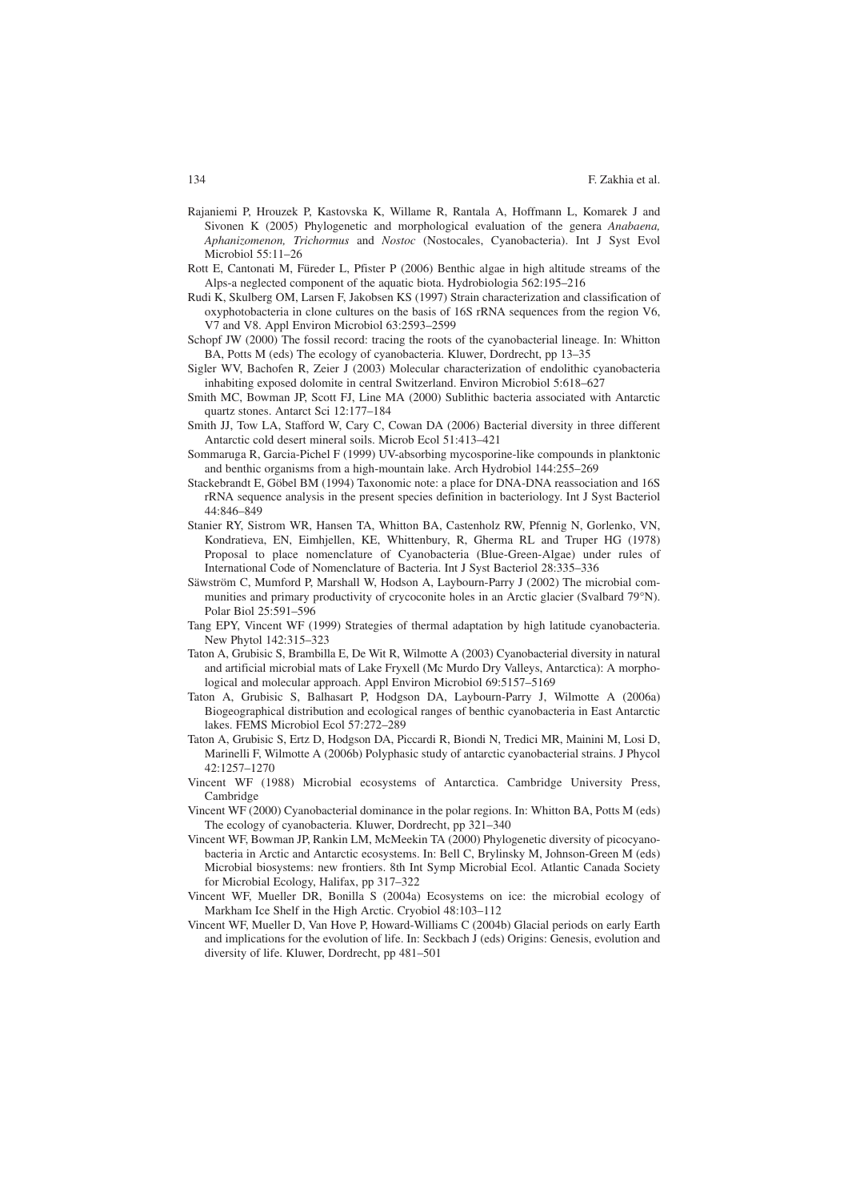Rajaniemi P, Hrouzek P, Kastovska K, Willame R, Rantala A, Hoffmann L, Komarek J and Sivonen K (2005) Phylogenetic and morphological evaluation of the genera *Anabaena, Aphanizomenon, Trichormus* and *Nostoc* (Nostocales, Cyanobacteria). Int J Syst Evol Microbiol 55:11–26

Rott E, Cantonati M, Füreder L, Pfister P (2006) Benthic algae in high altitude streams of the Alps-a neglected component of the aquatic biota. Hydrobiologia 562:195–216

Rudi K, Skulberg OM, Larsen F, Jakobsen KS (1997) Strain characterization and classification of oxyphotobacteria in clone cultures on the basis of 16S rRNA sequences from the region V6, V7 and V8. Appl Environ Microbiol 63:2593–2599

Schopf JW (2000) The fossil record: tracing the roots of the cyanobacterial lineage. In: Whitton BA, Potts M (eds) The ecology of cyanobacteria. Kluwer, Dordrecht, pp 13–35

Sigler WV, Bachofen R, Zeier J (2003) Molecular characterization of endolithic cyanobacteria inhabiting exposed dolomite in central Switzerland. Environ Microbiol 5:618–627

Smith MC, Bowman JP, Scott FJ, Line MA (2000) Sublithic bacteria associated with Antarctic quartz stones. Antarct Sci 12:177–184

Smith JJ, Tow LA, Stafford W, Cary C, Cowan DA (2006) Bacterial diversity in three different Antarctic cold desert mineral soils. Microb Ecol 51:413–421

Sommaruga R, Garcia-Pichel F (1999) UV-absorbing mycosporine-like compounds in planktonic and benthic organisms from a high-mountain lake. Arch Hydrobiol 144:255–269

Stackebrandt E, Göbel BM (1994) Taxonomic note: a place for DNA-DNA reassociation and 16S rRNA sequence analysis in the present species definition in bacteriology. Int J Syst Bacteriol 44:846–849

Stanier RY, Sistrom WR, Hansen TA, Whitton BA, Castenholz RW, Pfennig N, Gorlenko, VN, Kondratieva, EN, Eimhjellen, KE, Whittenbury, R, Gherma RL and Truper HG (1978) Proposal to place nomenclature of Cyanobacteria (Blue-Green-Algae) under rules of International Code of Nomenclature of Bacteria. Int J Syst Bacteriol 28:335–336

Säwström C, Mumford P, Marshall W, Hodson A, Laybourn-Parry J (2002) The microbial communities and primary productivity of crycoconite holes in an Arctic glacier (Svalbard 79°N). Polar Biol 25:591–596

Tang EPY, Vincent WF (1999) Strategies of thermal adaptation by high latitude cyanobacteria. New Phytol 142:315–323

Taton A, Grubisic S, Brambilla E, De Wit R, Wilmotte A (2003) Cyanobacterial diversity in natural and artificial microbial mats of Lake Fryxell (Mc Murdo Dry Valleys, Antarctica): A morphological and molecular approach. Appl Environ Microbiol 69:5157–5169

Taton A, Grubisic S, Balhasart P, Hodgson DA, Laybourn-Parry J, Wilmotte A (2006a) Biogeographical distribution and ecological ranges of benthic cyanobacteria in East Antarctic lakes. FEMS Microbiol Ecol 57:272–289

Taton A, Grubisic S, Ertz D, Hodgson DA, Piccardi R, Biondi N, Tredici MR, Mainini M, Losi D, Marinelli F, Wilmotte A (2006b) Polyphasic study of antarctic cyanobacterial strains. J Phycol 42:1257–1270

Vincent WF (1988) Microbial ecosystems of Antarctica. Cambridge University Press, Cambridge

Vincent WF (2000) Cyanobacterial dominance in the polar regions. In: Whitton BA, Potts M (eds) The ecology of cyanobacteria. Kluwer, Dordrecht, pp 321–340

Vincent WF, Bowman JP, Rankin LM, McMeekin TA (2000) Phylogenetic diversity of picocyanobacteria in Arctic and Antarctic ecosystems. In: Bell C, Brylinsky M, Johnson-Green M (eds) Microbial biosystems: new frontiers. 8th Int Symp Microbial Ecol. Atlantic Canada Society for Microbial Ecology, Halifax, pp 317–322

Vincent WF, Mueller DR, Bonilla S (2004a) Ecosystems on ice: the microbial ecology of Markham Ice Shelf in the High Arctic. Cryobiol 48:103–112

Vincent WF, Mueller D, Van Hove P, Howard-Williams C (2004b) Glacial periods on early Earth and implications for the evolution of life. In: Seckbach J (eds) Origins: Genesis, evolution and diversity of life. Kluwer, Dordrecht, pp 481–501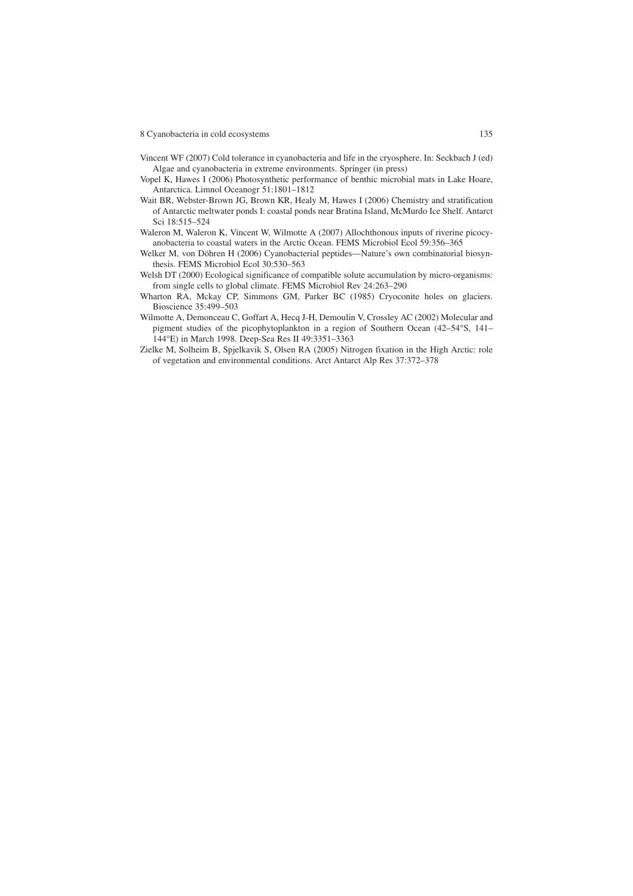Vincent WF (2007) Cold tolerance in cyanobacteria and life in the cryosphere. In: Seckbach J (ed) Algae and cyanobacteria in extreme environments. Springer (in press)

Vopel K, Hawes I (2006) Photosynthetic performance of benthic microbial mats in Lake Hoare, Antarctica. Limnol Oceanogr 51:1801–1812

Wait BR, Webster-Brown JG, Brown KR, Healy M, Hawes I (2006) Chemistry and stratification of Antarctic meltwater ponds I: coastal ponds near Bratina Island, McMurdo Ice Shelf. Antarct Sci 18:515–524

Waleron M, Waleron K, Vincent W, Wilmotte A (2007) Allochthonous inputs of riverine picocyanobacteria to coastal waters in the Arctic Ocean. FEMS Microbiol Ecol 59:356–365

Welker M, von Döhren H (2006) Cyanobacterial peptides—Nature's own combinatorial biosynthesis. FEMS Microbiol Ecol 30:530–563

Welsh DT (2000) Ecological significance of compatible solute accumulation by micro-organisms: from single cells to global climate. FEMS Microbiol Rev 24:263–290

Wharton RA, Mckay CP, Simmons GM, Parker BC (1985) Cryoconite holes on glaciers. Bioscience 35:499–503

Wilmotte A, Demonceau C, Goffart A, Hecq J-H, Demoulin V, Crossley AC (2002) Molecular and pigment studies of the picophytoplankton in a region of Southern Ocean (42–54°S, 141–144°E) in March 1998. Deep-Sea Res II 49:3351–3363

Zielke M, Solheim B, Spjelkavik S, Olsen RA (2005) Nitrogen fixation in the High Arctic: role of vegetation and environmental conditions. Arct Antarct Alp Res 37:372–378